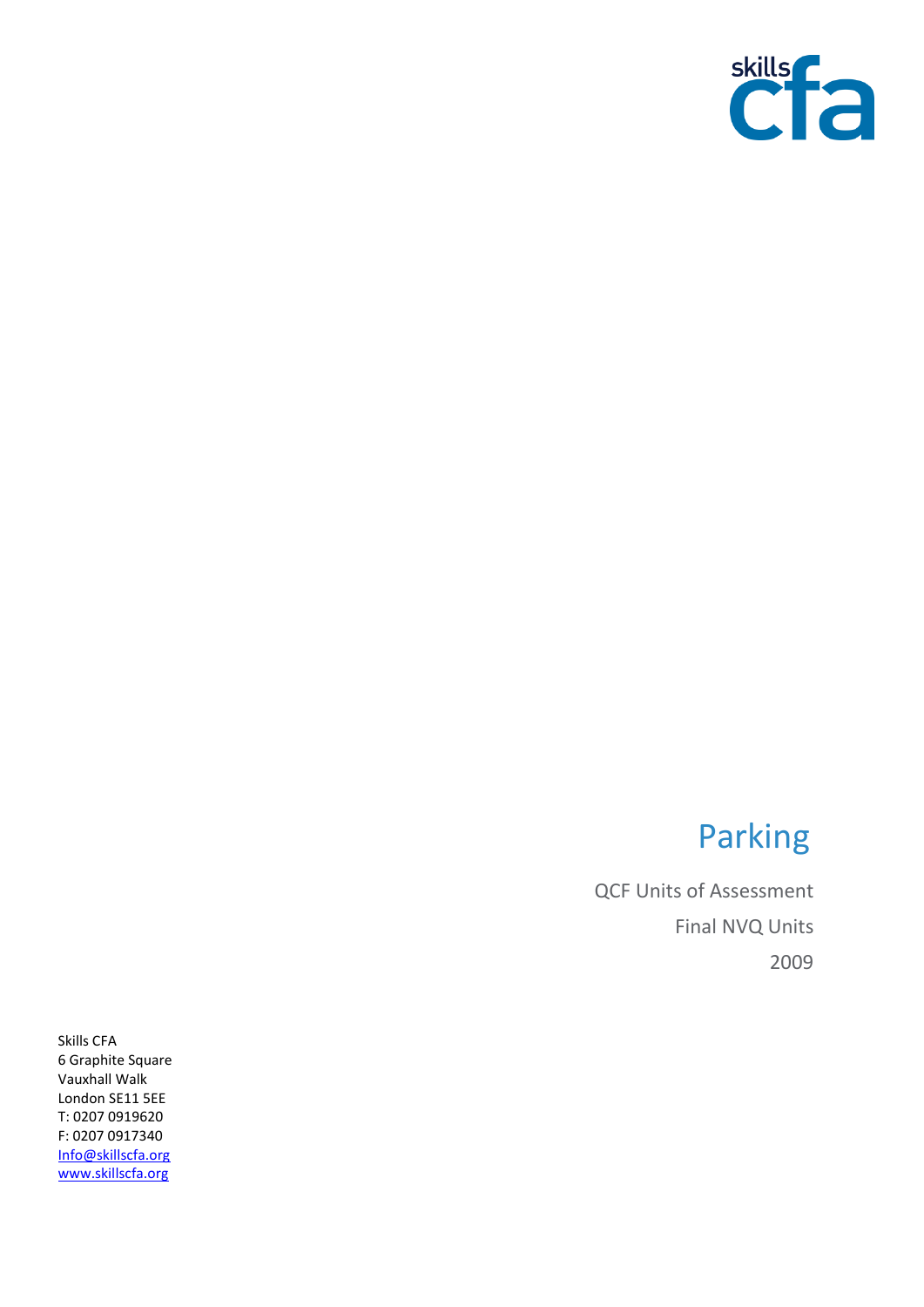skills cfa

# Parking

QCF Units of Assessment

Final NVQ Units

2009

Skills CFA
6 Graphite Square
Vauxhall Walk
London SE11 5EE
T: 0207 0919620
F: 0207 0917340
Info@skillscfa.org
www.skillscfa.org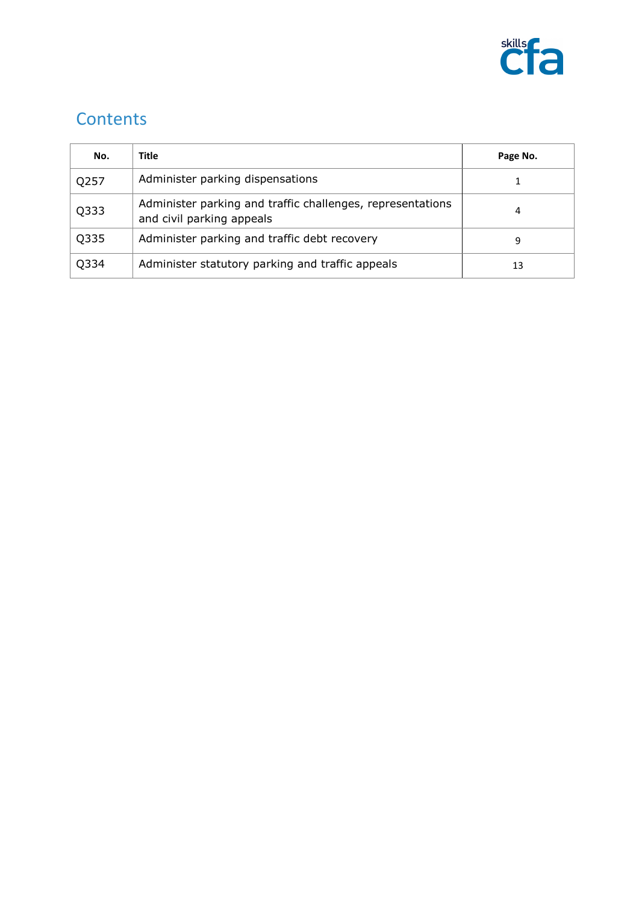## Contents

| No. | Title | Page No. |
|---|---|---|
| Q257 | Administer parking dispensations | 1 |
| Q333 | Administer parking and traffic challenges, representations and civil parking appeals | 4 |
| Q335 | Administer parking and traffic debt recovery | 9 |
| Q334 | Administer statutory parking and traffic appeals | 13 |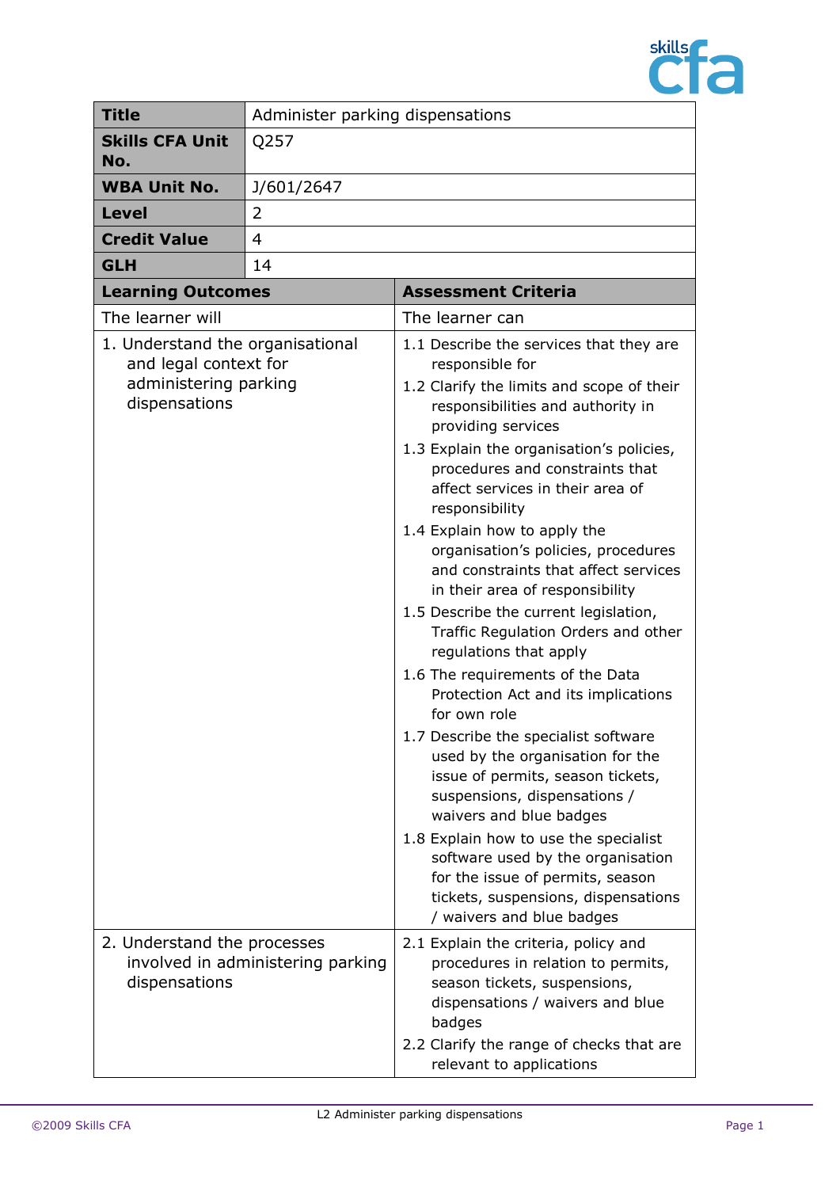| | |
|---|---|
| **Title** | Administer parking dispensations |
| **Skills CFA Unit No.** | Q257 |
| **WBA Unit No.** | J/601/2647 |
| **Level** | 2 |
| **Credit Value** | 4 |
| **GLH** | 14 |

| **Learning Outcomes** | **Assessment Criteria** |
|---|---|
| The learner will | The learner can |
| 1. Understand the organisational and legal context for administering parking dispensations | 1.1 Describe the services that they are responsible for<br>1.2 Clarify the limits and scope of their responsibilities and authority in providing services<br>1.3 Explain the organisation's policies, procedures and constraints that affect services in their area of responsibility<br>1.4 Explain how to apply the organisation's policies, procedures and constraints that affect services in their area of responsibility<br>1.5 Describe the current legislation, Traffic Regulation Orders and other regulations that apply<br>1.6 The requirements of the Data Protection Act and its implications for own role<br>1.7 Describe the specialist software used by the organisation for the issue of permits, season tickets, suspensions, dispensations / waivers and blue badges<br>1.8 Explain how to use the specialist software used by the organisation for the issue of permits, season tickets, suspensions, dispensations / waivers and blue badges |
| 2. Understand the processes involved in administering parking dispensations | 2.1 Explain the criteria, policy and procedures in relation to permits, season tickets, suspensions, dispensations / waivers and blue badges<br>2.2 Clarify the range of checks that are relevant to applications |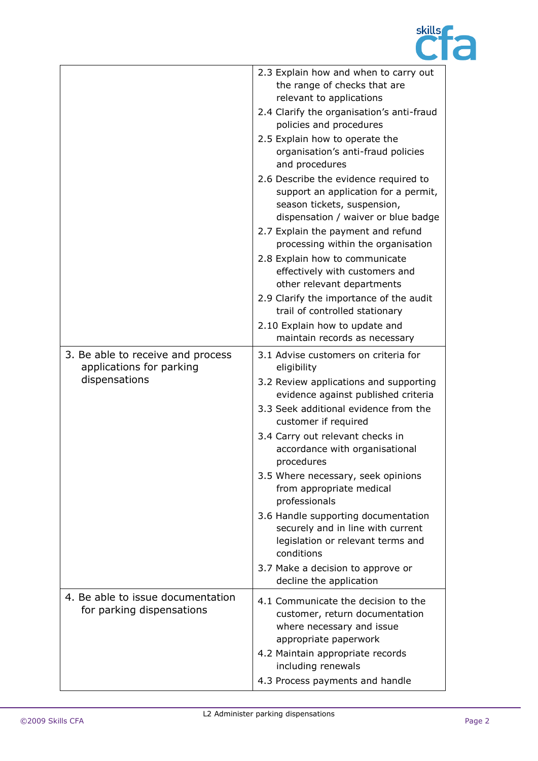| | |
|---|---|
| | 2.3 Explain how and when to carry out the range of checks that are relevant to applications<br>2.4 Clarify the organisation's anti-fraud policies and procedures<br>2.5 Explain how to operate the organisation's anti-fraud policies and procedures<br>2.6 Describe the evidence required to support an application for a permit, season tickets, suspension, dispensation / waiver or blue badge<br>2.7 Explain the payment and refund processing within the organisation<br>2.8 Explain how to communicate effectively with customers and other relevant departments<br>2.9 Clarify the importance of the audit trail of controlled stationary<br>2.10 Explain how to update and maintain records as necessary |
| 3. Be able to receive and process applications for parking dispensations | 3.1 Advise customers on criteria for eligibility<br>3.2 Review applications and supporting evidence against published criteria<br>3.3 Seek additional evidence from the customer if required<br>3.4 Carry out relevant checks in accordance with organisational procedures<br>3.5 Where necessary, seek opinions from appropriate medical professionals<br>3.6 Handle supporting documentation securely and in line with current legislation or relevant terms and conditions<br>3.7 Make a decision to approve or decline the application |
| 4. Be able to issue documentation for parking dispensations | 4.1 Communicate the decision to the customer, return documentation where necessary and issue appropriate paperwork<br>4.2 Maintain appropriate records including renewals<br>4.3 Process payments and handle |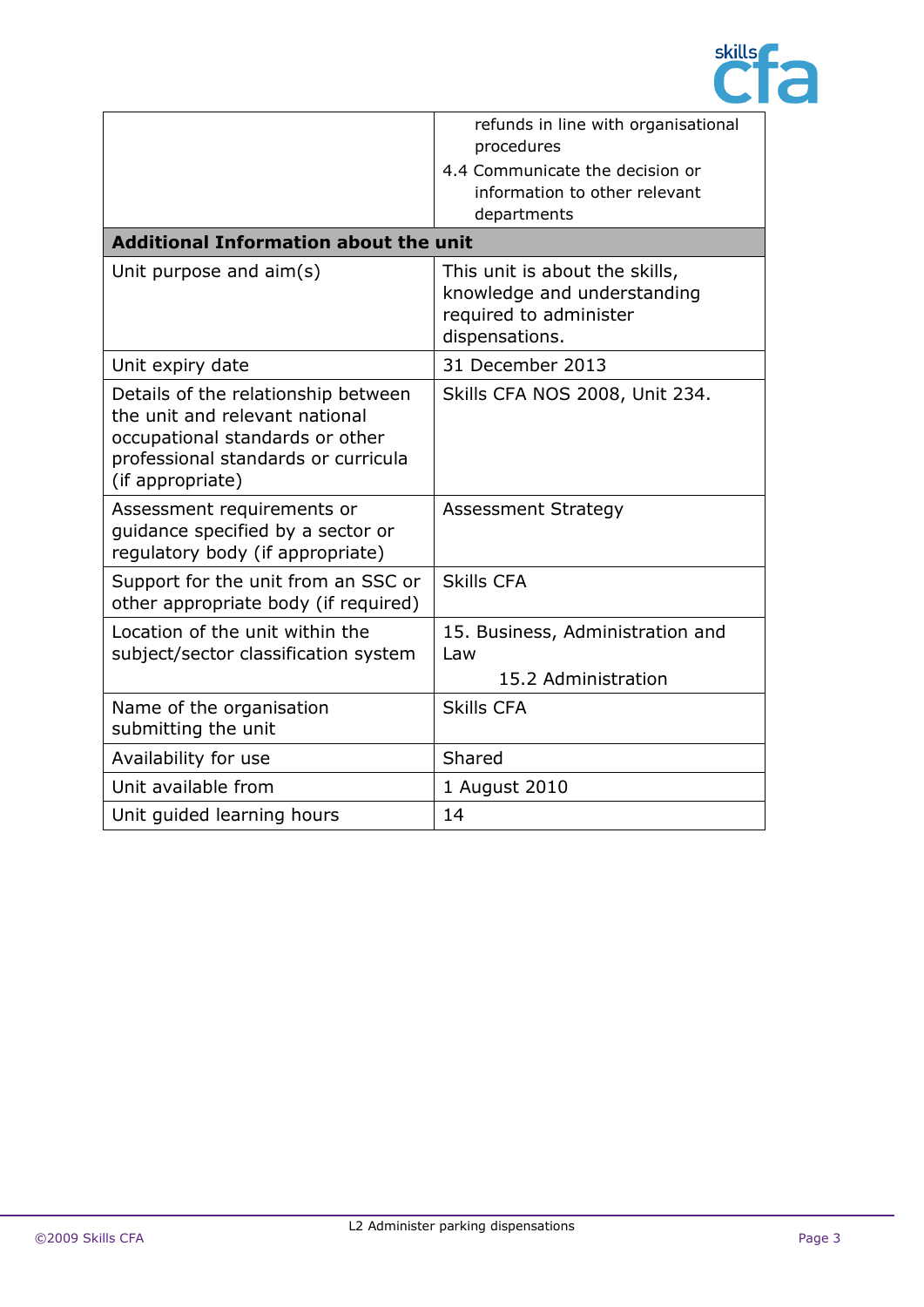| | |
|---|---|
| | refunds in line with organisational procedures<br>4.4 Communicate the decision or information to other relevant departments |
| **Additional Information about the unit** | |
| Unit purpose and aim(s) | This unit is about the skills, knowledge and understanding required to administer dispensations. |
| Unit expiry date | 31 December 2013 |
| Details of the relationship between the unit and relevant national occupational standards or other professional standards or curricula (if appropriate) | Skills CFA NOS 2008, Unit 234. |
| Assessment requirements or guidance specified by a sector or regulatory body (if appropriate) | Assessment Strategy |
| Support for the unit from an SSC or other appropriate body (if required) | Skills CFA |
| Location of the unit within the subject/sector classification system | 15. Business, Administration and Law<br>15.2 Administration |
| Name of the organisation submitting the unit | Skills CFA |
| Availability for use | Shared |
| Unit available from | 1 August 2010 |
| Unit guided learning hours | 14 |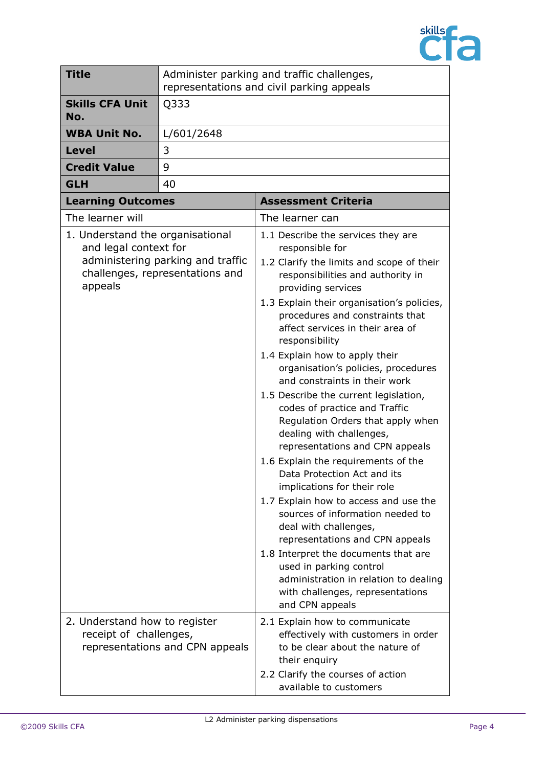| Title | Administer parking and traffic challenges, representations and civil parking appeals |
|---|---|
| **Skills CFA Unit No.** | Q333 |
| **WBA Unit No.** | L/601/2648 |
| **Level** | 3 |
| **Credit Value** | 9 |
| **GLH** | 40 |

| Learning Outcomes | Assessment Criteria |
|---|---|
| The learner will | The learner can |
| 1. Understand the organisational and legal context for administering parking and traffic challenges, representations and appeals | 1.1 Describe the services they are responsible for<br>1.2 Clarify the limits and scope of their responsibilities and authority in providing services<br>1.3 Explain their organisation's policies, procedures and constraints that affect services in their area of responsibility<br>1.4 Explain how to apply their organisation's policies, procedures and constraints in their work<br>1.5 Describe the current legislation, codes of practice and Traffic Regulation Orders that apply when dealing with challenges, representations and CPN appeals<br>1.6 Explain the requirements of the Data Protection Act and its implications for their role<br>1.7 Explain how to access and use the sources of information needed to deal with challenges, representations and CPN appeals<br>1.8 Interpret the documents that are used in parking control administration in relation to dealing with challenges, representations and CPN appeals |
| 2. Understand how to register receipt of challenges, representations and CPN appeals | 2.1 Explain how to communicate effectively with customers in order to be clear about the nature of their enquiry<br>2.2 Clarify the courses of action available to customers |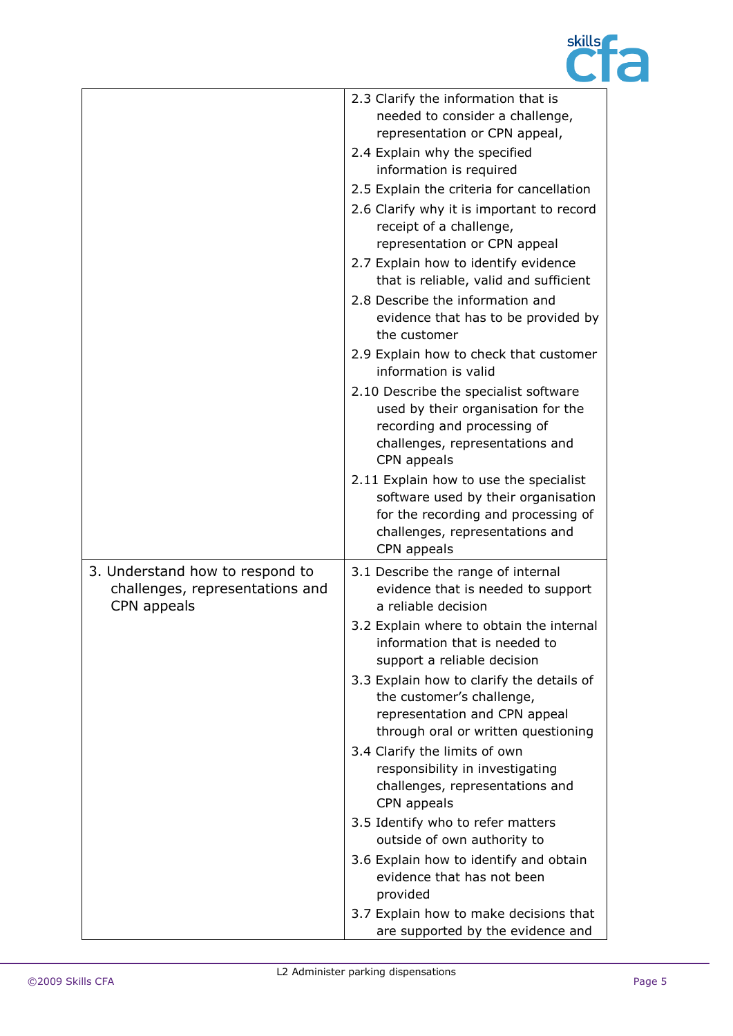| | |
|---|---|
| | 2.3 Clarify the information that is needed to consider a challenge, representation or CPN appeal,<br>2.4 Explain why the specified information is required<br>2.5 Explain the criteria for cancellation<br>2.6 Clarify why it is important to record receipt of a challenge, representation or CPN appeal<br>2.7 Explain how to identify evidence that is reliable, valid and sufficient<br>2.8 Describe the information and evidence that has to be provided by the customer<br>2.9 Explain how to check that customer information is valid<br>2.10 Describe the specialist software used by their organisation for the recording and processing of challenges, representations and CPN appeals<br>2.11 Explain how to use the specialist software used by their organisation for the recording and processing of challenges, representations and CPN appeals |
| 3. Understand how to respond to challenges, representations and CPN appeals | 3.1 Describe the range of internal evidence that is needed to support a reliable decision<br>3.2 Explain where to obtain the internal information that is needed to support a reliable decision<br>3.3 Explain how to clarify the details of the customer's challenge, representation and CPN appeal through oral or written questioning<br>3.4 Clarify the limits of own responsibility in investigating challenges, representations and CPN appeals<br>3.5 Identify who to refer matters outside of own authority to<br>3.6 Explain how to identify and obtain evidence that has not been provided<br>3.7 Explain how to make decisions that are supported by the evidence and |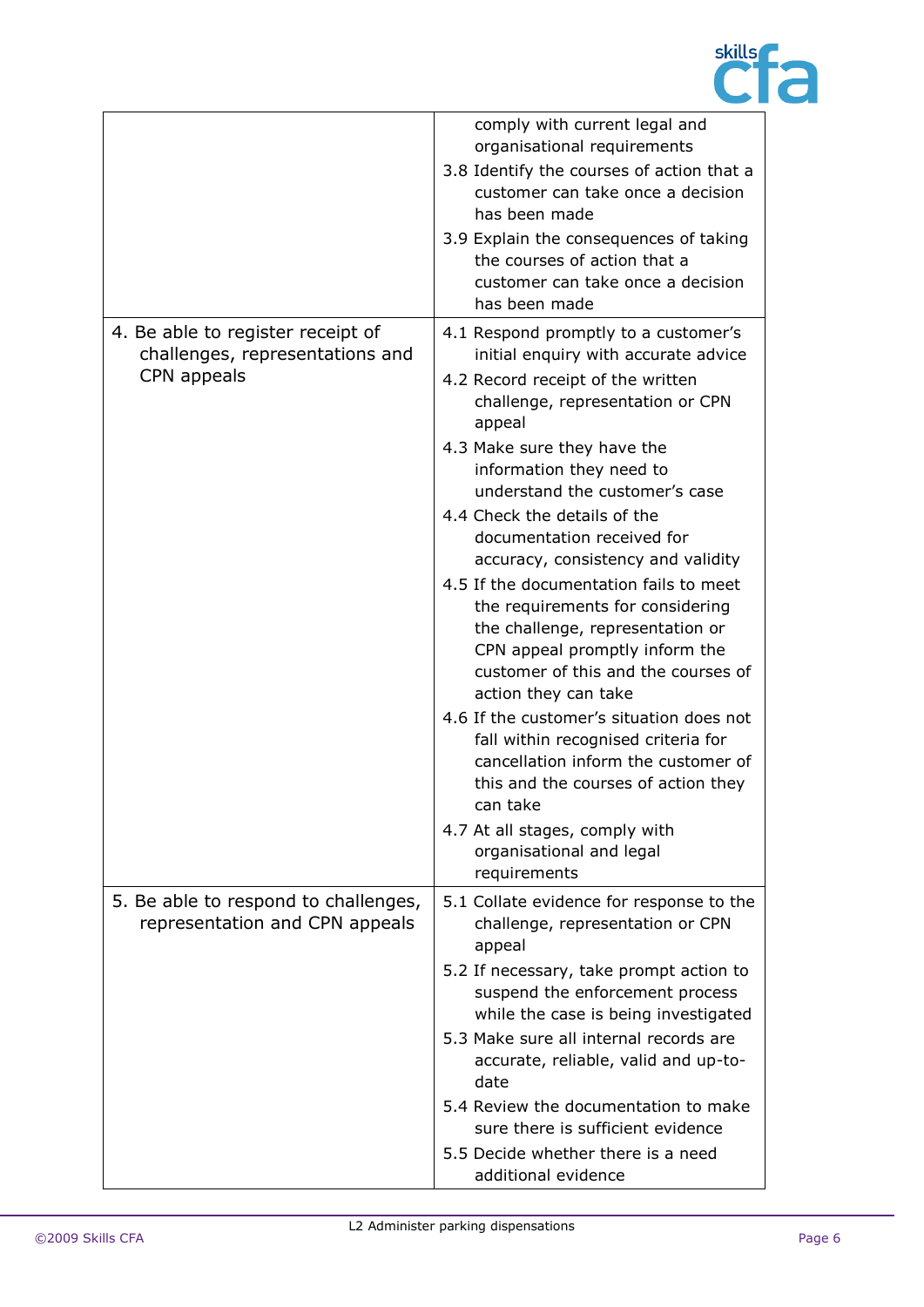| | |
|---|---|
| | comply with current legal and organisational requirements<br>3.8 Identify the courses of action that a customer can take once a decision has been made<br>3.9 Explain the consequences of taking the courses of action that a customer can take once a decision has been made |
| 4. Be able to register receipt of challenges, representations and CPN appeals | 4.1 Respond promptly to a customer's initial enquiry with accurate advice<br>4.2 Record receipt of the written challenge, representation or CPN appeal<br>4.3 Make sure they have the information they need to understand the customer's case<br>4.4 Check the details of the documentation received for accuracy, consistency and validity<br>4.5 If the documentation fails to meet the requirements for considering the challenge, representation or CPN appeal promptly inform the customer of this and the courses of action they can take<br>4.6 If the customer's situation does not fall within recognised criteria for cancellation inform the customer of this and the courses of action they can take<br>4.7 At all stages, comply with organisational and legal requirements |
| 5. Be able to respond to challenges, representation and CPN appeals | 5.1 Collate evidence for response to the challenge, representation or CPN appeal<br>5.2 If necessary, take prompt action to suspend the enforcement process while the case is being investigated<br>5.3 Make sure all internal records are accurate, reliable, valid and up-to-date<br>5.4 Review the documentation to make sure there is sufficient evidence<br>5.5 Decide whether there is a need additional evidence |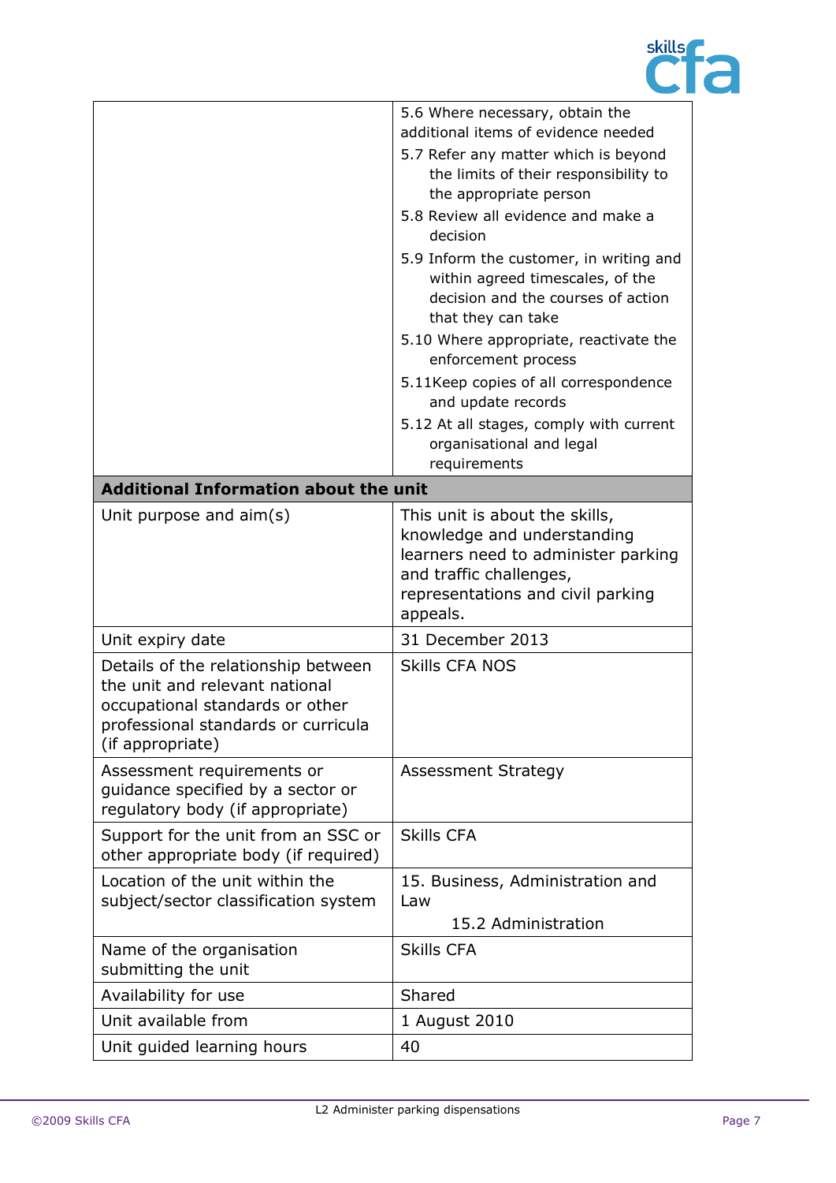| | |
|---|---|
| | 5.6 Where necessary, obtain the additional items of evidence needed<br>5.7 Refer any matter which is beyond the limits of their responsibility to the appropriate person<br>5.8 Review all evidence and make a decision<br>5.9 Inform the customer, in writing and within agreed timescales, of the decision and the courses of action that they can take<br>5.10 Where appropriate, reactivate the enforcement process<br>5.11Keep copies of all correspondence and update records<br>5.12 At all stages, comply with current organisational and legal requirements |
| **Additional Information about the unit** | |
| Unit purpose and aim(s) | This unit is about the skills, knowledge and understanding learners need to administer parking and traffic challenges, representations and civil parking appeals. |
| Unit expiry date | 31 December 2013 |
| Details of the relationship between the unit and relevant national occupational standards or other professional standards or curricula (if appropriate) | Skills CFA NOS |
| Assessment requirements or guidance specified by a sector or regulatory body (if appropriate) | Assessment Strategy |
| Support for the unit from an SSC or other appropriate body (if required) | Skills CFA |
| Location of the unit within the subject/sector classification system | 15. Business, Administration and Law<br>15.2 Administration |
| Name of the organisation submitting the unit | Skills CFA |
| Availability for use | Shared |
| Unit available from | 1 August 2010 |
| Unit guided learning hours | 40 |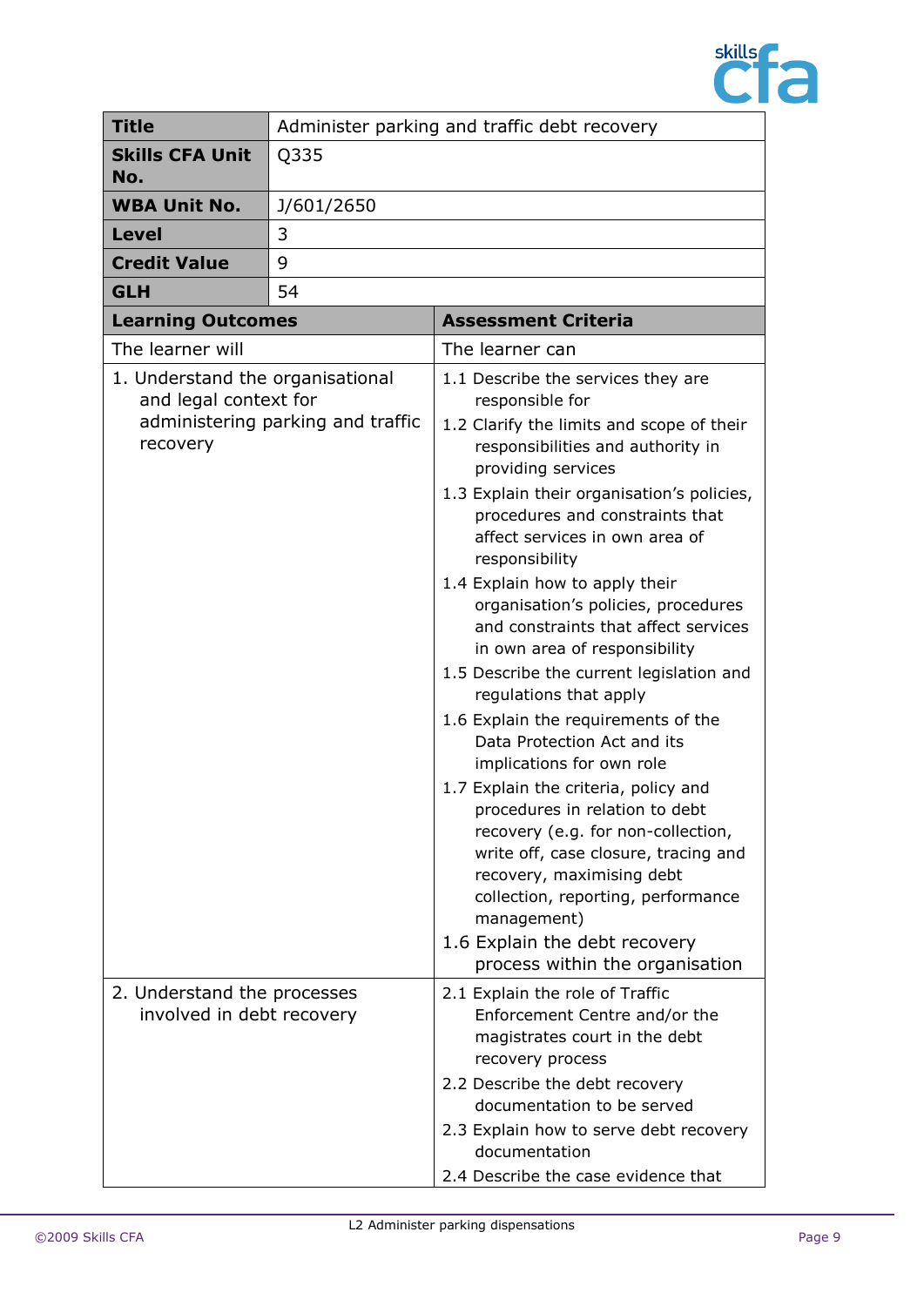| Title | Administer parking and traffic debt recovery | |
|---|---|---|
| Skills CFA Unit No. | Q335 | |
| WBA Unit No. | J/601/2650 | |
| Level | 3 | |
| Credit Value | 9 | |
| GLH | 54 | |
| **Learning Outcomes** | | **Assessment Criteria** |
| The learner will | | The learner can |
| 1. Understand the organisational and legal context for administering parking and traffic recovery | | 1.1 Describe the services they are responsible for<br>1.2 Clarify the limits and scope of their responsibilities and authority in providing services<br>1.3 Explain their organisation's policies, procedures and constraints that affect services in own area of responsibility<br>1.4 Explain how to apply their organisation's policies, procedures and constraints that affect services in own area of responsibility<br>1.5 Describe the current legislation and regulations that apply<br>1.6 Explain the requirements of the Data Protection Act and its implications for own role<br>1.7 Explain the criteria, policy and procedures in relation to debt recovery (e.g. for non-collection, write off, case closure, tracing and recovery, maximising debt collection, reporting, performance management)<br>1.6 Explain the debt recovery process within the organisation |
| 2. Understand the processes involved in debt recovery | | 2.1 Explain the role of Traffic Enforcement Centre and/or the magistrates court in the debt recovery process<br>2.2 Describe the debt recovery documentation to be served<br>2.3 Explain how to serve debt recovery documentation<br>2.4 Describe the case evidence that |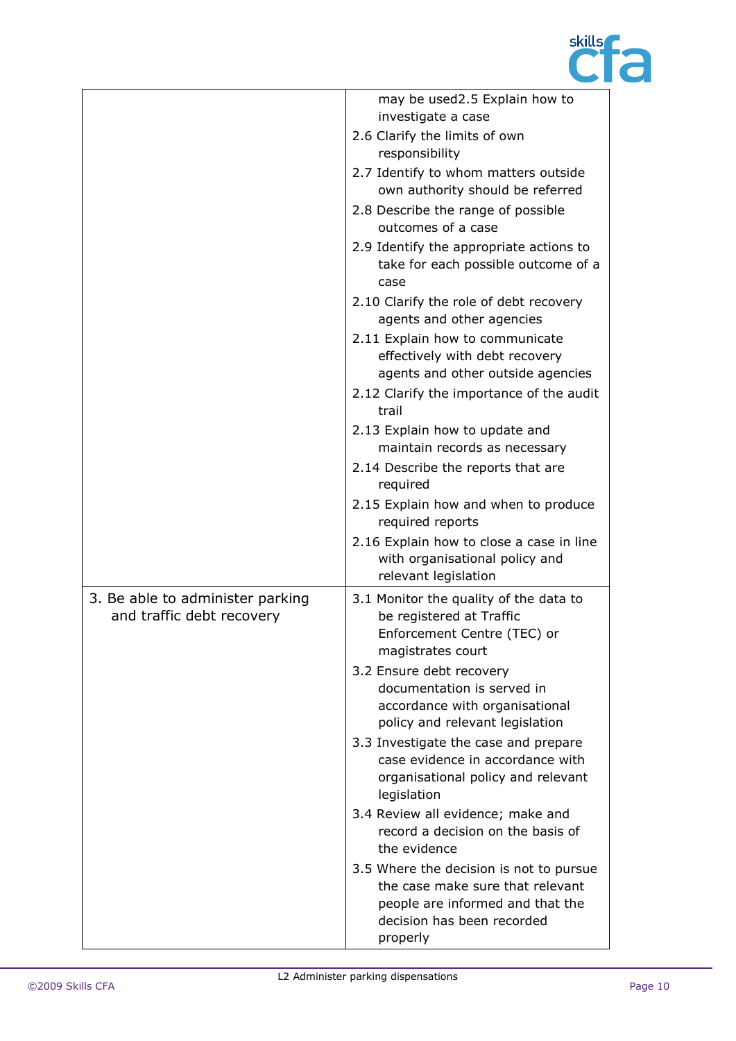| | |
|---|---|
| | may be used2.5 Explain how to investigate a case<br>2.6 Clarify the limits of own responsibility<br>2.7 Identify to whom matters outside own authority should be referred<br>2.8 Describe the range of possible outcomes of a case<br>2.9 Identify the appropriate actions to take for each possible outcome of a case<br>2.10 Clarify the role of debt recovery agents and other agencies<br>2.11 Explain how to communicate effectively with debt recovery agents and other outside agencies<br>2.12 Clarify the importance of the audit trail<br>2.13 Explain how to update and maintain records as necessary<br>2.14 Describe the reports that are required<br>2.15 Explain how and when to produce required reports<br>2.16 Explain how to close a case in line with organisational policy and relevant legislation |
| 3. Be able to administer parking and traffic debt recovery | 3.1 Monitor the quality of the data to be registered at Traffic Enforcement Centre (TEC) or magistrates court<br>3.2 Ensure debt recovery documentation is served in accordance with organisational policy and relevant legislation<br>3.3 Investigate the case and prepare case evidence in accordance with organisational policy and relevant legislation<br>3.4 Review all evidence; make and record a decision on the basis of the evidence<br>3.5 Where the decision is not to pursue the case make sure that relevant people are informed and that the decision has been recorded properly |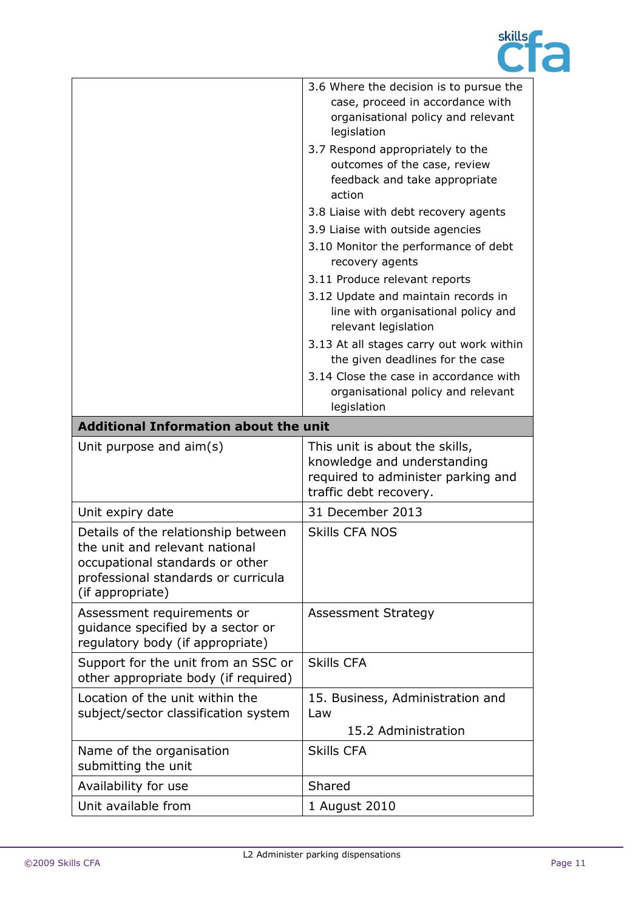| | |
|---|---|
| | 3.6 Where the decision is to pursue the case, proceed in accordance with organisational policy and relevant legislation<br>3.7 Respond appropriately to the outcomes of the case, review feedback and take appropriate action<br>3.8 Liaise with debt recovery agents<br>3.9 Liaise with outside agencies<br>3.10 Monitor the performance of debt recovery agents<br>3.11 Produce relevant reports<br>3.12 Update and maintain records in line with organisational policy and relevant legislation<br>3.13 At all stages carry out work within the given deadlines for the case<br>3.14 Close the case in accordance with organisational policy and relevant legislation |
| **Additional Information about the unit** | |
| Unit purpose and aim(s) | This unit is about the skills, knowledge and understanding required to administer parking and traffic debt recovery. |
| Unit expiry date | 31 December 2013 |
| Details of the relationship between the unit and relevant national occupational standards or other professional standards or curricula (if appropriate) | Skills CFA NOS |
| Assessment requirements or guidance specified by a sector or regulatory body (if appropriate) | Assessment Strategy |
| Support for the unit from an SSC or other appropriate body (if required) | Skills CFA |
| Location of the unit within the subject/sector classification system | 15. Business, Administration and Law<br>15.2 Administration |
| Name of the organisation submitting the unit | Skills CFA |
| Availability for use | Shared |
| Unit available from | 1 August 2010 |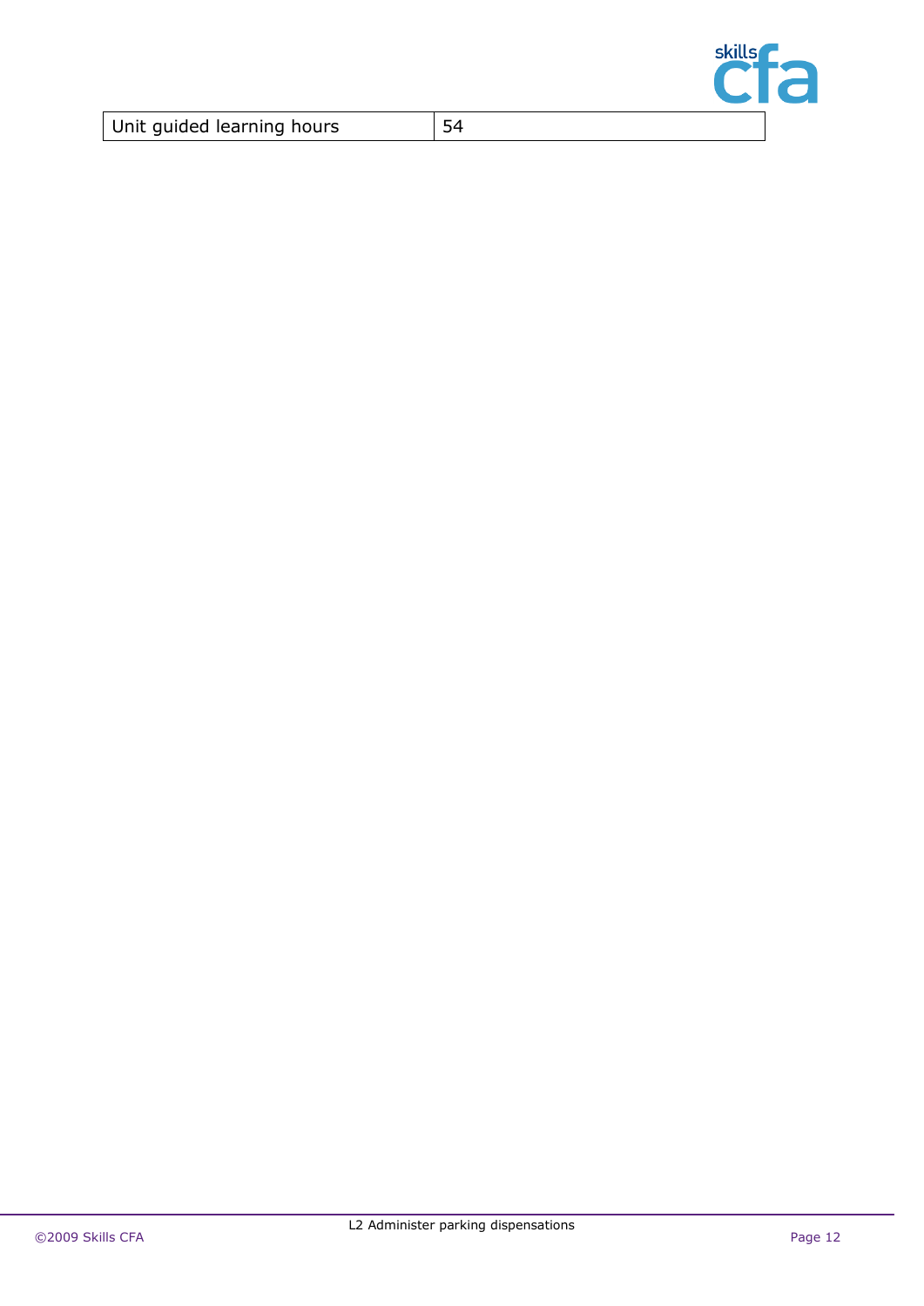| Unit guided learning hours | 54 |
|---|---|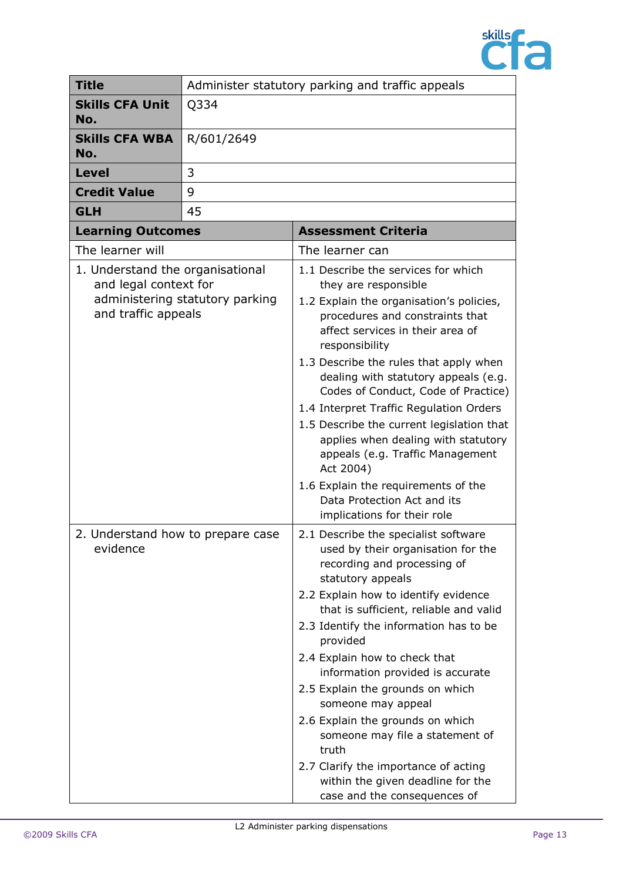| **Title** | Administer statutory parking and traffic appeals |
|---|---|
| **Skills CFA Unit No.** | Q334 |
| **Skills CFA WBA No.** | R/601/2649 |
| **Level** | 3 |
| **Credit Value** | 9 |
| **GLH** | 45 |

| **Learning Outcomes** | **Assessment Criteria** |
|---|---|
| The learner will | The learner can |
| 1. Understand the organisational and legal context for administering statutory parking and traffic appeals | 1.1 Describe the services for which they are responsible<br>1.2 Explain the organisation's policies, procedures and constraints that affect services in their area of responsibility<br>1.3 Describe the rules that apply when dealing with statutory appeals (e.g. Codes of Conduct, Code of Practice)<br>1.4 Interpret Traffic Regulation Orders<br>1.5 Describe the current legislation that applies when dealing with statutory appeals (e.g. Traffic Management Act 2004)<br>1.6 Explain the requirements of the Data Protection Act and its implications for their role |
| 2. Understand how to prepare case evidence | 2.1 Describe the specialist software used by their organisation for the recording and processing of statutory appeals<br>2.2 Explain how to identify evidence that is sufficient, reliable and valid<br>2.3 Identify the information has to be provided<br>2.4 Explain how to check that information provided is accurate<br>2.5 Explain the grounds on which someone may appeal<br>2.6 Explain the grounds on which someone may file a statement of truth<br>2.7 Clarify the importance of acting within the given deadline for the case and the consequences of |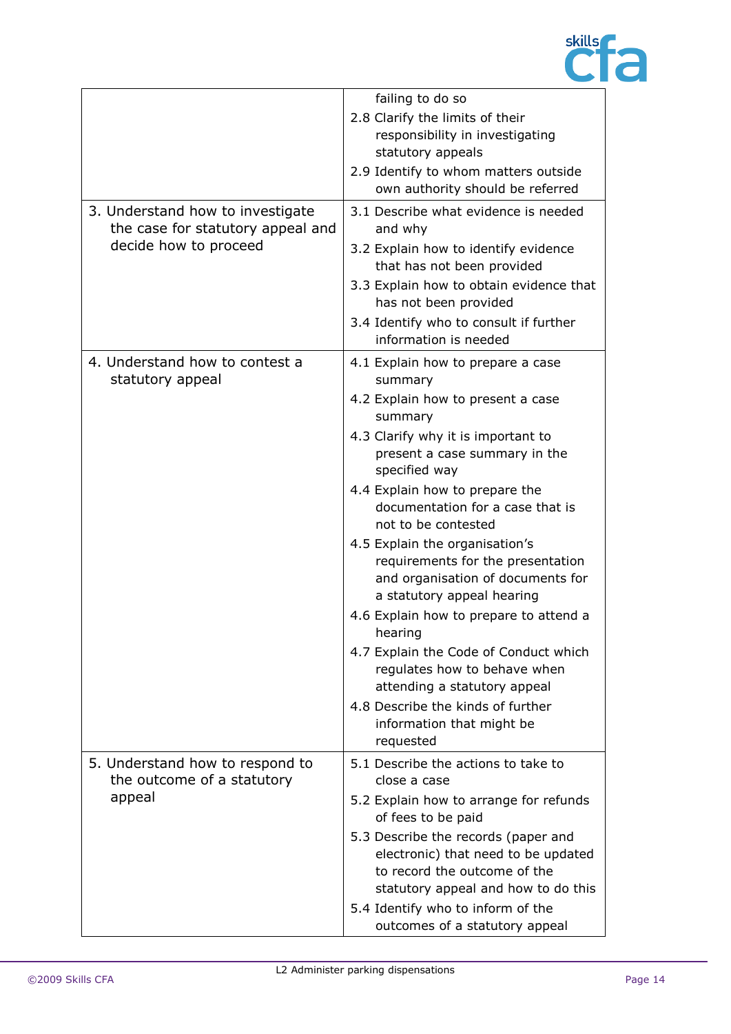| | |
|---|---|
| | failing to do so<br>2.8 Clarify the limits of their responsibility in investigating statutory appeals<br>2.9 Identify to whom matters outside own authority should be referred |
| 3. Understand how to investigate the case for statutory appeal and decide how to proceed | 3.1 Describe what evidence is needed and why<br>3.2 Explain how to identify evidence that has not been provided<br>3.3 Explain how to obtain evidence that has not been provided<br>3.4 Identify who to consult if further information is needed |
| 4. Understand how to contest a statutory appeal | 4.1 Explain how to prepare a case summary<br>4.2 Explain how to present a case summary<br>4.3 Clarify why it is important to present a case summary in the specified way<br>4.4 Explain how to prepare the documentation for a case that is not to be contested<br>4.5 Explain the organisation's requirements for the presentation and organisation of documents for a statutory appeal hearing<br>4.6 Explain how to prepare to attend a hearing<br>4.7 Explain the Code of Conduct which regulates how to behave when attending a statutory appeal<br>4.8 Describe the kinds of further information that might be requested |
| 5. Understand how to respond to the outcome of a statutory appeal | 5.1 Describe the actions to take to close a case<br>5.2 Explain how to arrange for refunds of fees to be paid<br>5.3 Describe the records (paper and electronic) that need to be updated to record the outcome of the statutory appeal and how to do this<br>5.4 Identify who to inform of the outcomes of a statutory appeal |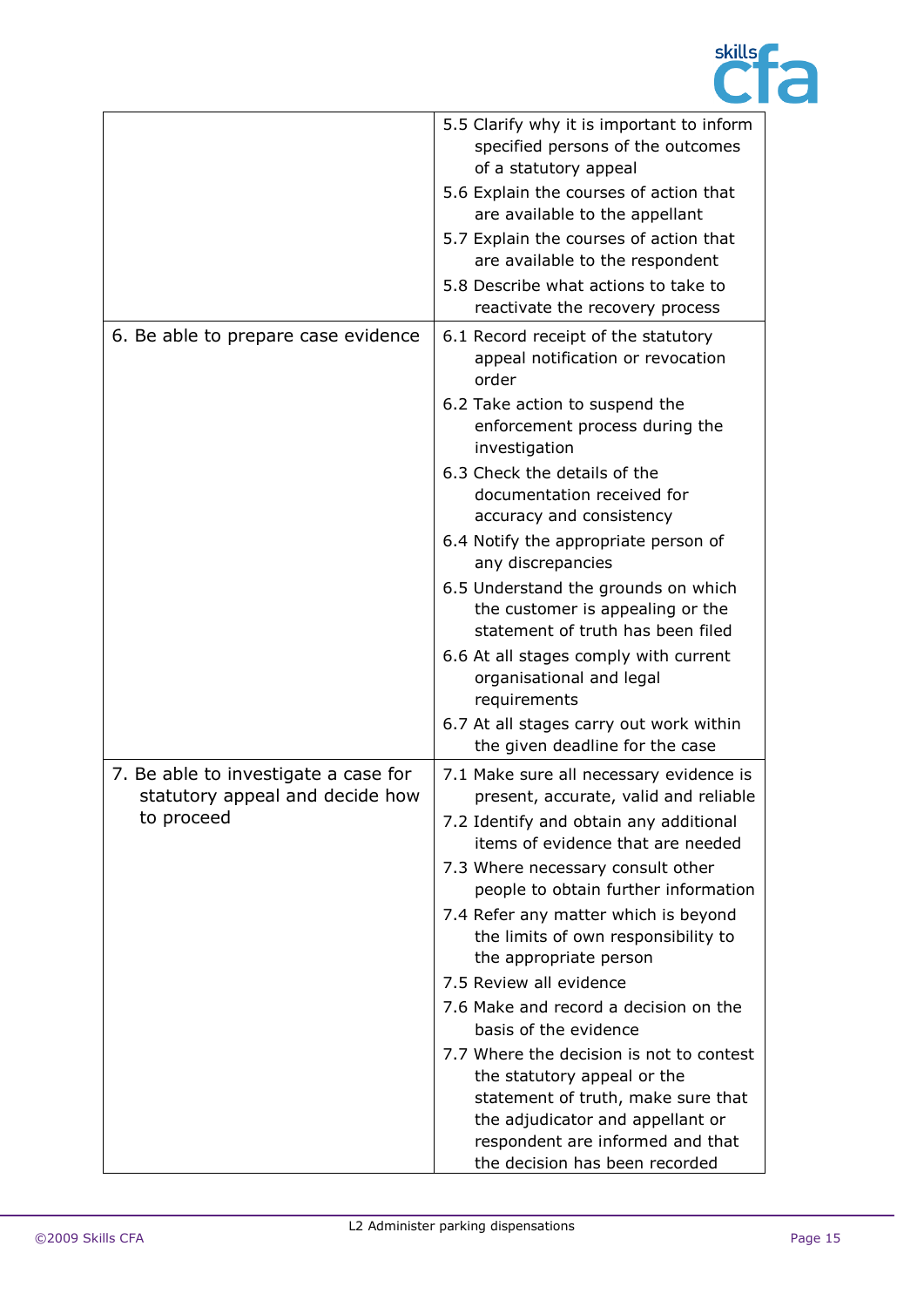| | |
|---|---|
| | 5.5 Clarify why it is important to inform specified persons of the outcomes of a statutory appeal<br>5.6 Explain the courses of action that are available to the appellant<br>5.7 Explain the courses of action that are available to the respondent<br>5.8 Describe what actions to take to reactivate the recovery process |
| 6. Be able to prepare case evidence | 6.1 Record receipt of the statutory appeal notification or revocation order<br>6.2 Take action to suspend the enforcement process during the investigation<br>6.3 Check the details of the documentation received for accuracy and consistency<br>6.4 Notify the appropriate person of any discrepancies<br>6.5 Understand the grounds on which the customer is appealing or the statement of truth has been filed<br>6.6 At all stages comply with current organisational and legal requirements<br>6.7 At all stages carry out work within the given deadline for the case |
| 7. Be able to investigate a case for statutory appeal and decide how to proceed | 7.1 Make sure all necessary evidence is present, accurate, valid and reliable<br>7.2 Identify and obtain any additional items of evidence that are needed<br>7.3 Where necessary consult other people to obtain further information<br>7.4 Refer any matter which is beyond the limits of own responsibility to the appropriate person<br>7.5 Review all evidence<br>7.6 Make and record a decision on the basis of the evidence<br>7.7 Where the decision is not to contest the statutory appeal or the statement of truth, make sure that the adjudicator and appellant or respondent are informed and that the decision has been recorded |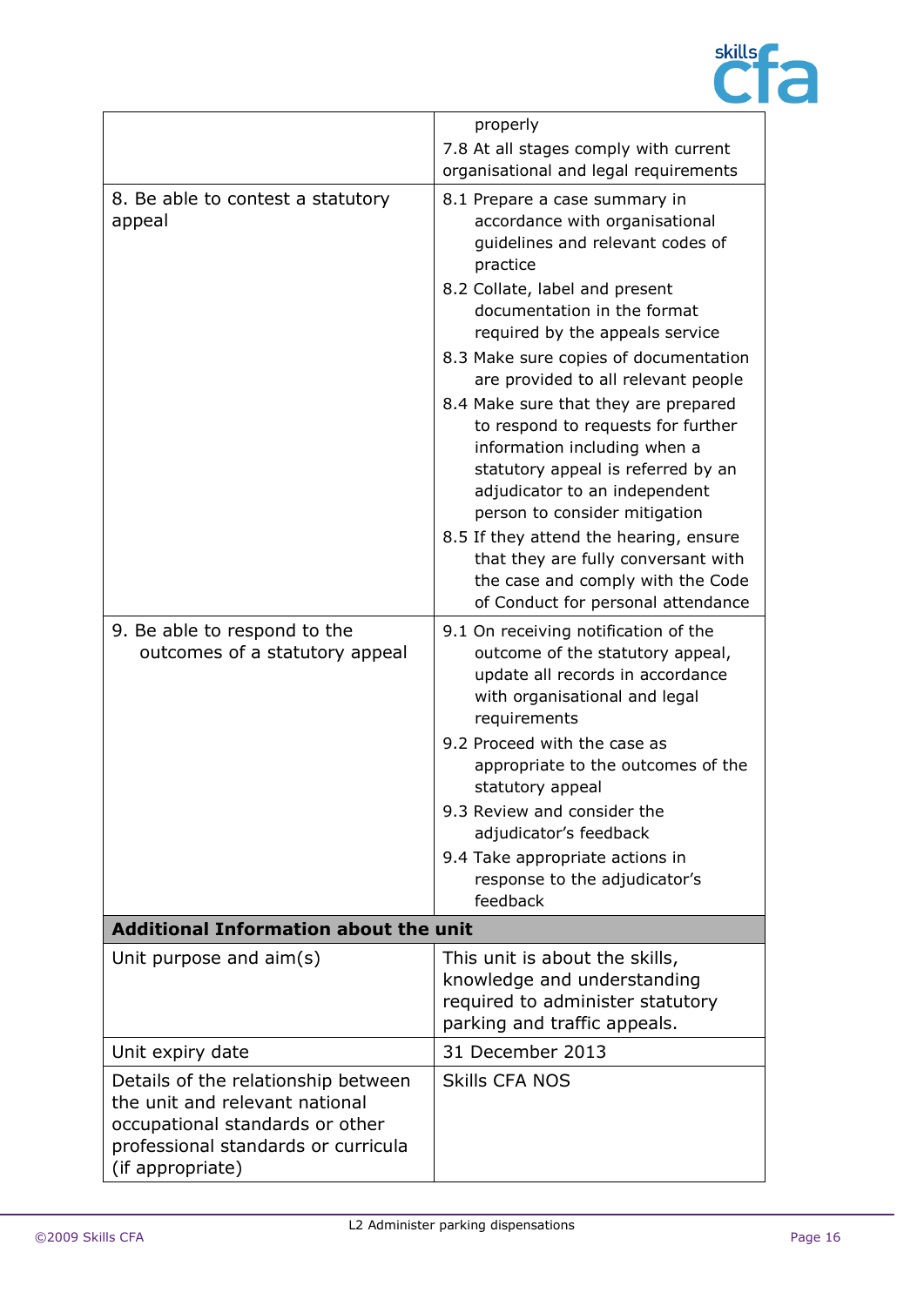| | |
|---|---|
| | properly<br>7.8 At all stages comply with current organisational and legal requirements |
| 8. Be able to contest a statutory appeal | 8.1 Prepare a case summary in accordance with organisational guidelines and relevant codes of practice<br>8.2 Collate, label and present documentation in the format required by the appeals service<br>8.3 Make sure copies of documentation are provided to all relevant people<br>8.4 Make sure that they are prepared to respond to requests for further information including when a statutory appeal is referred by an adjudicator to an independent person to consider mitigation<br>8.5 If they attend the hearing, ensure that they are fully conversant with the case and comply with the Code of Conduct for personal attendance |
| 9. Be able to respond to the outcomes of a statutory appeal | 9.1 On receiving notification of the outcome of the statutory appeal, update all records in accordance with organisational and legal requirements<br>9.2 Proceed with the case as appropriate to the outcomes of the statutory appeal<br>9.3 Review and consider the adjudicator's feedback<br>9.4 Take appropriate actions in response to the adjudicator's feedback |
| **Additional Information about the unit** | |
| Unit purpose and aim(s) | This unit is about the skills, knowledge and understanding required to administer statutory parking and traffic appeals. |
| Unit expiry date | 31 December 2013 |
| Details of the relationship between the unit and relevant national occupational standards or other professional standards or curricula (if appropriate) | Skills CFA NOS |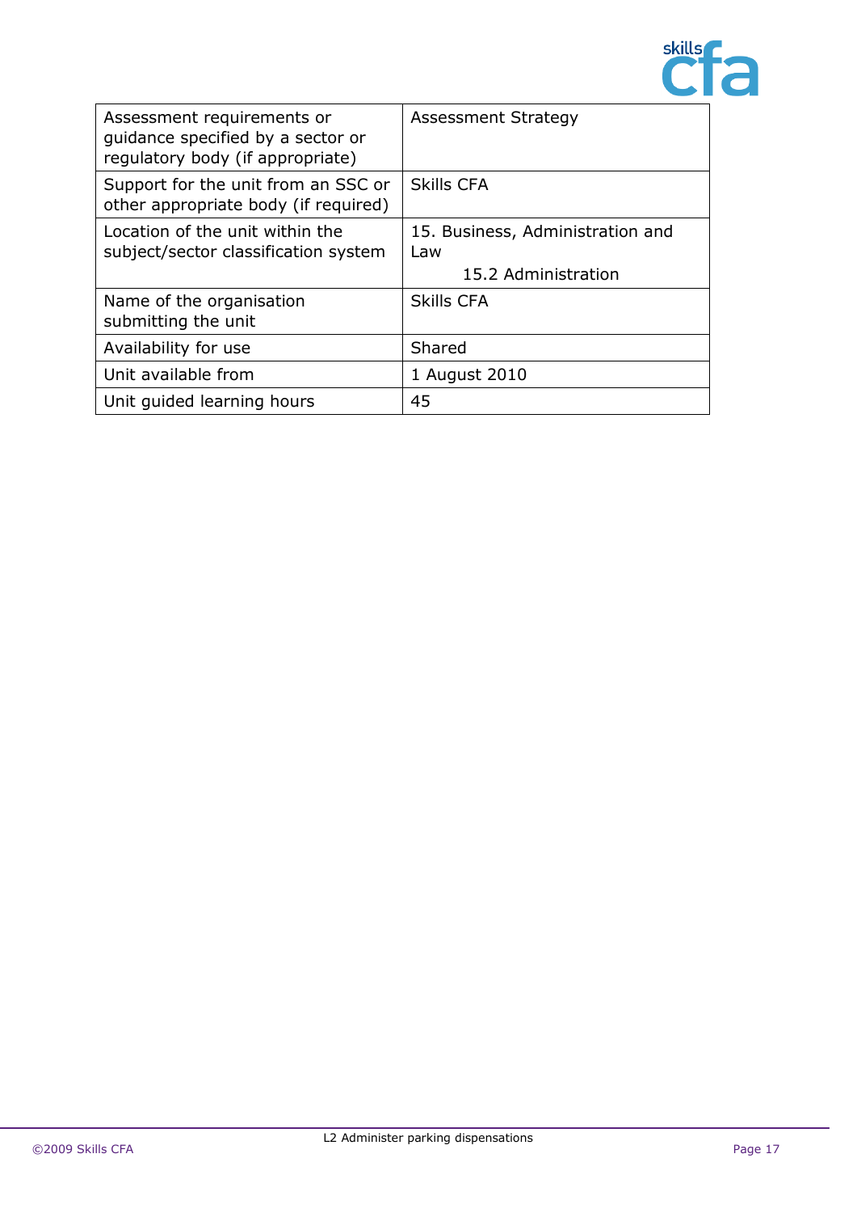| | |
|---|---|
| Assessment requirements or guidance specified by a sector or regulatory body (if appropriate) | Assessment Strategy |
| Support for the unit from an SSC or other appropriate body (if required) | Skills CFA |
| Location of the unit within the subject/sector classification system | 15. Business, Administration and Law<br>15.2 Administration |
| Name of the organisation submitting the unit | Skills CFA |
| Availability for use | Shared |
| Unit available from | 1 August 2010 |
| Unit guided learning hours | 45 |